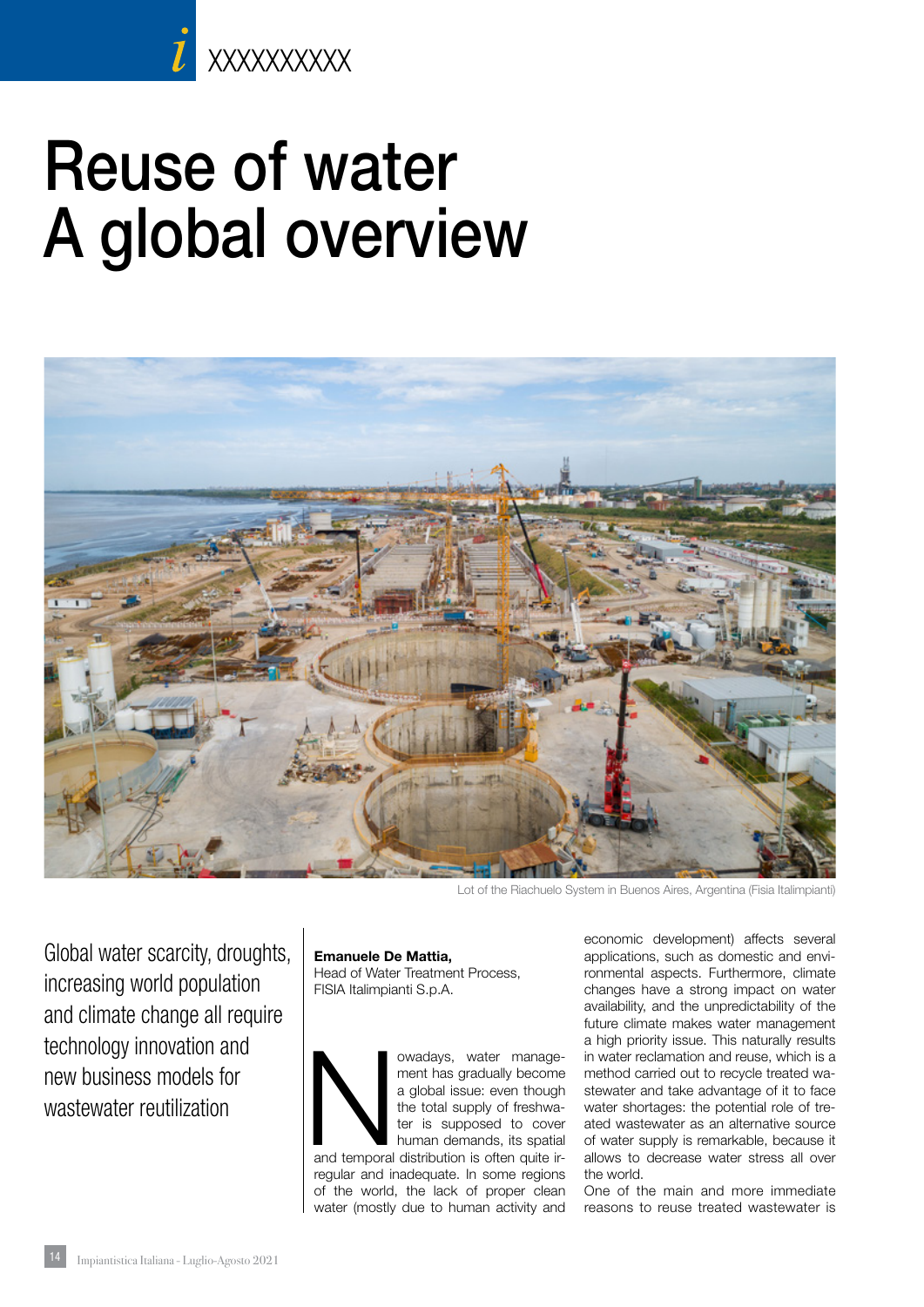# Reuse of water
# A global overview

Lot of the Riachuelo System in Buenos Aires, Argentina (Fisia Italimpianti)

Global water scarcity, droughts, increasing world population and climate change all require technology innovation and new business models for wastewater reutilization

**Emanuele De Mattia,**
Head of Water Treatment Process, FISIA Italimpianti S.p.A.

Nowadays, water management has gradually become a global issue: even though the total supply of freshwater is supposed to cover human demands, its spatial and temporal distribution is often quite irregular and inadequate. In some regions of the world, the lack of proper clean water (mostly due to human activity and economic development) affects several applications, such as domestic and environmental aspects. Furthermore, climate changes have a strong impact on water availability, and the unpredictability of the future climate makes water management a high priority issue. This naturally results in water reclamation and reuse, which is a method carried out to recycle treated wastewater and take advantage of it to face water shortages: the potential role of treated wastewater as an alternative source of water supply is remarkable, because it allows to decrease water stress all over the world.

One of the main and more immediate reasons to reuse treated wastewater is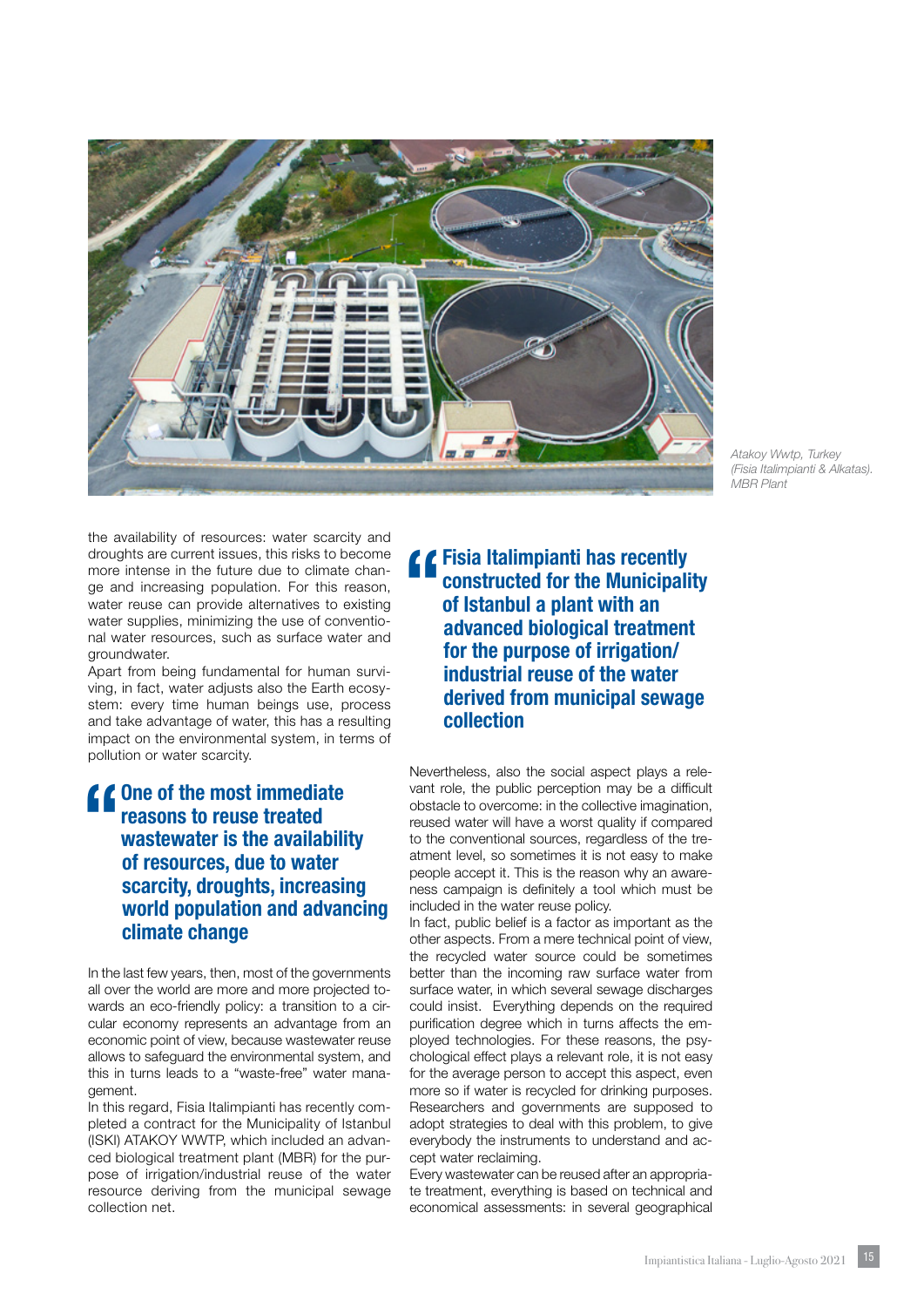*Atakoy Wwtp, Turkey (Fisia Italimpianti & Alkatas). MBR Plant*

the availability of resources: water scarcity and droughts are current issues, this risks to become more intense in the future due to climate change and increasing population. For this reason, water reuse can provide alternatives to existing water supplies, minimizing the use of conventional water resources, such as surface water and groundwater.
Apart from being fundamental for human surviving, in fact, water adjusts also the Earth ecosystem: every time human beings use, process and take advantage of water, this has a resulting impact on the environmental system, in terms of pollution or water scarcity.

> **One of the most immediate reasons to reuse treated wastewater is the availability of resources, due to water scarcity, droughts, increasing world population and advancing climate change**

In the last few years, then, most of the governments all over the world are more and more projected towards an eco-friendly policy: a transition to a circular economy represents an advantage from an economic point of view, because wastewater reuse allows to safeguard the environmental system, and this in turns leads to a "waste-free" water management.
In this regard, Fisia Italimpianti has recently completed a contract for the Municipality of Istanbul (ISKI) ATAKOY WWTP, which included an advanced biological treatment plant (MBR) for the purpose of irrigation/industrial reuse of the water resource deriving from the municipal sewage collection net.

> **Fisia Italimpianti has recently constructed for the Municipality of Istanbul a plant with an advanced biological treatment for the purpose of irrigation/industrial reuse of the water derived from municipal sewage collection**

Nevertheless, also the social aspect plays a relevant role, the public perception may be a difficult obstacle to overcome: in the collective imagination, reused water will have a worst quality if compared to the conventional sources, regardless of the treatment level, so sometimes it is not easy to make people accept it. This is the reason why an awareness campaign is definitely a tool which must be included in the water reuse policy.
In fact, public belief is a factor as important as the other aspects. From a mere technical point of view, the recycled water source could be sometimes better than the incoming raw surface water from surface water, in which several sewage discharges could insist. Everything depends on the required purification degree which in turns affects the employed technologies. For these reasons, the psychological effect plays a relevant role, it is not easy for the average person to accept this aspect, even more so if water is recycled for drinking purposes. Researchers and governments are supposed to adopt strategies to deal with this problem, to give everybody the instruments to understand and accept water reclaiming.
Every wastewater can be reused after an appropriate treatment, everything is based on technical and economical assessments: in several geographical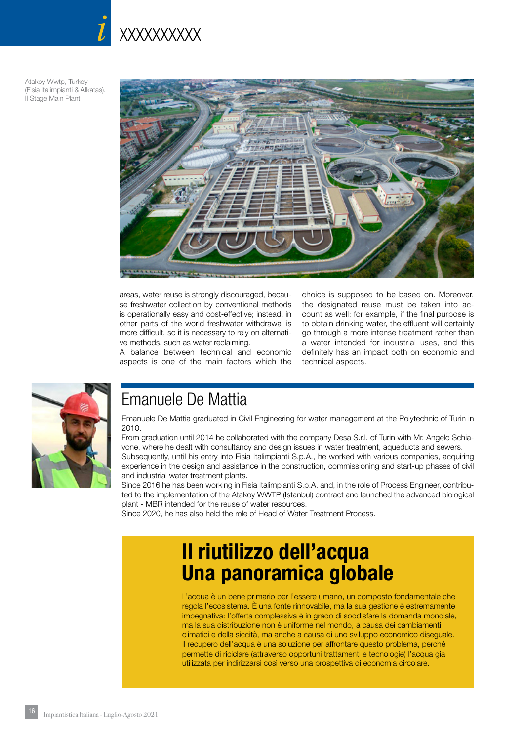Atakoy Wwtp, Turkey (Fisia Italimpianti & Alkatas). II Stage Main Plant

areas, water reuse is strongly discouraged, because freshwater collection by conventional methods is operationally easy and cost-effective; instead, in other parts of the world freshwater withdrawal is more difficult, so it is necessary to rely on alternative methods, such as water reclaiming.
A balance between technical and economic aspects is one of the main factors which the choice is supposed to be based on. Moreover, the designated reuse must be taken into account as well: for example, if the final purpose is to obtain drinking water, the effluent will certainly go through a more intense treatment rather than a water intended for industrial uses, and this definitely has an impact both on economic and technical aspects.

## Emanuele De Mattia

Emanuele De Mattia graduated in Civil Engineering for water management at the Polytechnic of Turin in 2010.
From graduation until 2014 he collaborated with the company Desa S.r.l. of Turin with Mr. Angelo Schiavone, where he dealt with consultancy and design issues in water treatment, aqueducts and sewers.
Subsequently, until his entry into Fisia Italimpianti S.p.A., he worked with various companies, acquiring experience in the design and assistance in the construction, commissioning and start-up phases of civil and industrial water treatment plants.
Since 2016 he has been working in Fisia Italimpianti S.p.A. and, in the role of Process Engineer, contributed to the implementation of the Atakoy WWTP (Istanbul) contract and launched the advanced biological plant - MBR intended for the reuse of water resources.
Since 2020, he has also held the role of Head of Water Treatment Process.

## Il riutilizzo dell'acqua Una panoramica globale

L'acqua è un bene primario per l'essere umano, un composto fondamentale che regola l'ecosistema. È una fonte rinnovabile, ma la sua gestione è estremamente impegnativa: l'offerta complessiva è in grado di soddisfare la domanda mondiale, ma la sua distribuzione non è uniforme nel mondo, a causa dei cambiamenti climatici e della siccità, ma anche a causa di uno sviluppo economico diseguale. Il recupero dell'acqua è una soluzione per affrontare questo problema, perché permette di riciclare (attraverso opportuni trattamenti e tecnologie) l'acqua già utilizzata per indirizzarsi così verso una prospettiva di economia circolare.